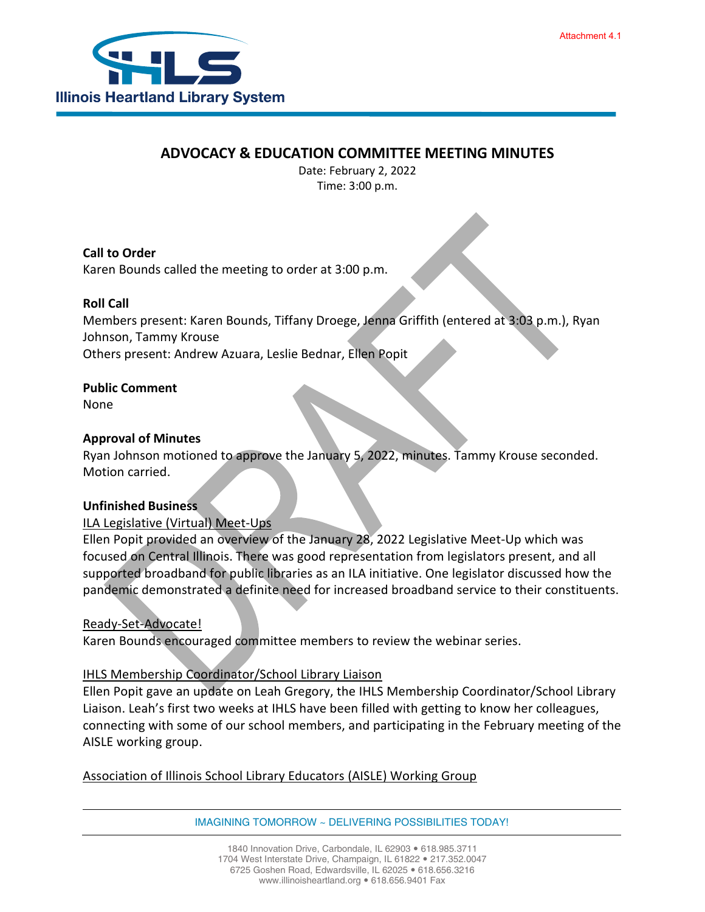Attachment 4.1

Illinois Heartland Library System

# ADVOCACY & EDUCATION COMMITTEE MEETING MINUTES

Date: February 2, 2022
Time: 3:00 p.m.

**Call to Order**
Karen Bounds called the meeting to order at 3:00 p.m.

**Roll Call**
Members present: Karen Bounds, Tiffany Droege, Jenna Griffith (entered at 3:03 p.m.), Ryan Johnson, Tammy Krouse
Others present: Andrew Azuara, Leslie Bednar, Ellen Popit

**Public Comment**
None

**Approval of Minutes**
Ryan Johnson motioned to approve the January 5, 2022, minutes. Tammy Krouse seconded. Motion carried.

**Unfinished Business**

ILA Legislative (Virtual) Meet-Ups
Ellen Popit provided an overview of the January 28, 2022 Legislative Meet-Up which was focused on Central Illinois. There was good representation from legislators present, and all supported broadband for public libraries as an ILA initiative. One legislator discussed how the pandemic demonstrated a definite need for increased broadband service to their constituents.

Ready-Set-Advocate!
Karen Bounds encouraged committee members to review the webinar series.

IHLS Membership Coordinator/School Library Liaison
Ellen Popit gave an update on Leah Gregory, the IHLS Membership Coordinator/School Library Liaison. Leah's first two weeks at IHLS have been filled with getting to know her colleagues, connecting with some of our school members, and participating in the February meeting of the AISLE working group.

Association of Illinois School Library Educators (AISLE) Working Group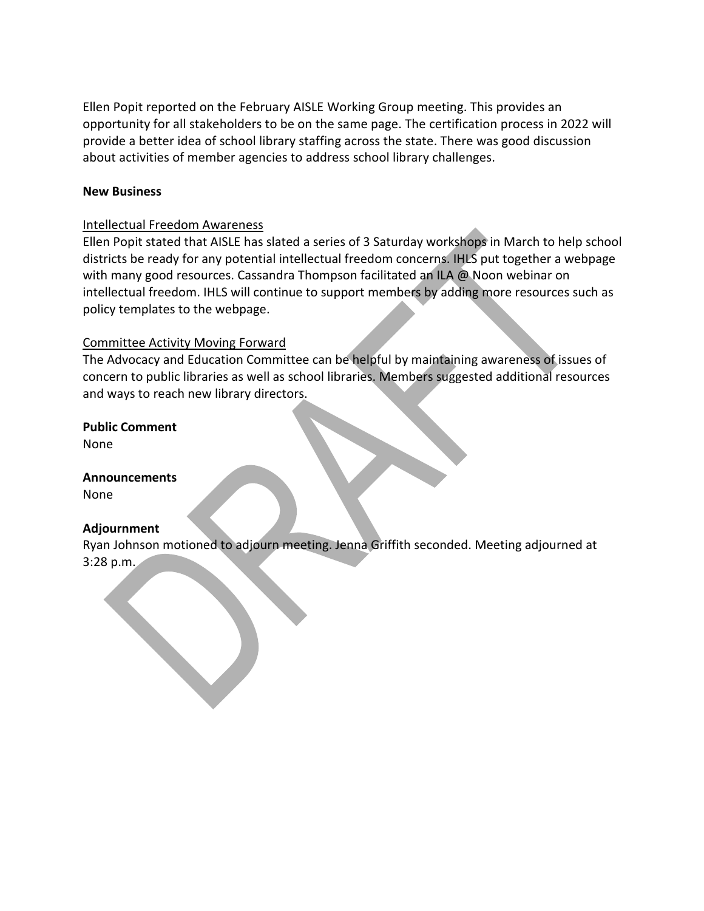Ellen Popit reported on the February AISLE Working Group meeting. This provides an opportunity for all stakeholders to be on the same page. The certification process in 2022 will provide a better idea of school library staffing across the state. There was good discussion about activities of member agencies to address school library challenges.

**New Business**

Intellectual Freedom Awareness

Ellen Popit stated that AISLE has slated a series of 3 Saturday workshops in March to help school districts be ready for any potential intellectual freedom concerns. IHLS put together a webpage with many good resources. Cassandra Thompson facilitated an ILA @ Noon webinar on intellectual freedom. IHLS will continue to support members by adding more resources such as policy templates to the webpage.

Committee Activity Moving Forward

The Advocacy and Education Committee can be helpful by maintaining awareness of issues of concern to public libraries as well as school libraries. Members suggested additional resources and ways to reach new library directors.

**Public Comment**

None

**Announcements**

None

**Adjournment**

Ryan Johnson motioned to adjourn meeting. Jenna Griffith seconded. Meeting adjourned at 3:28 p.m.